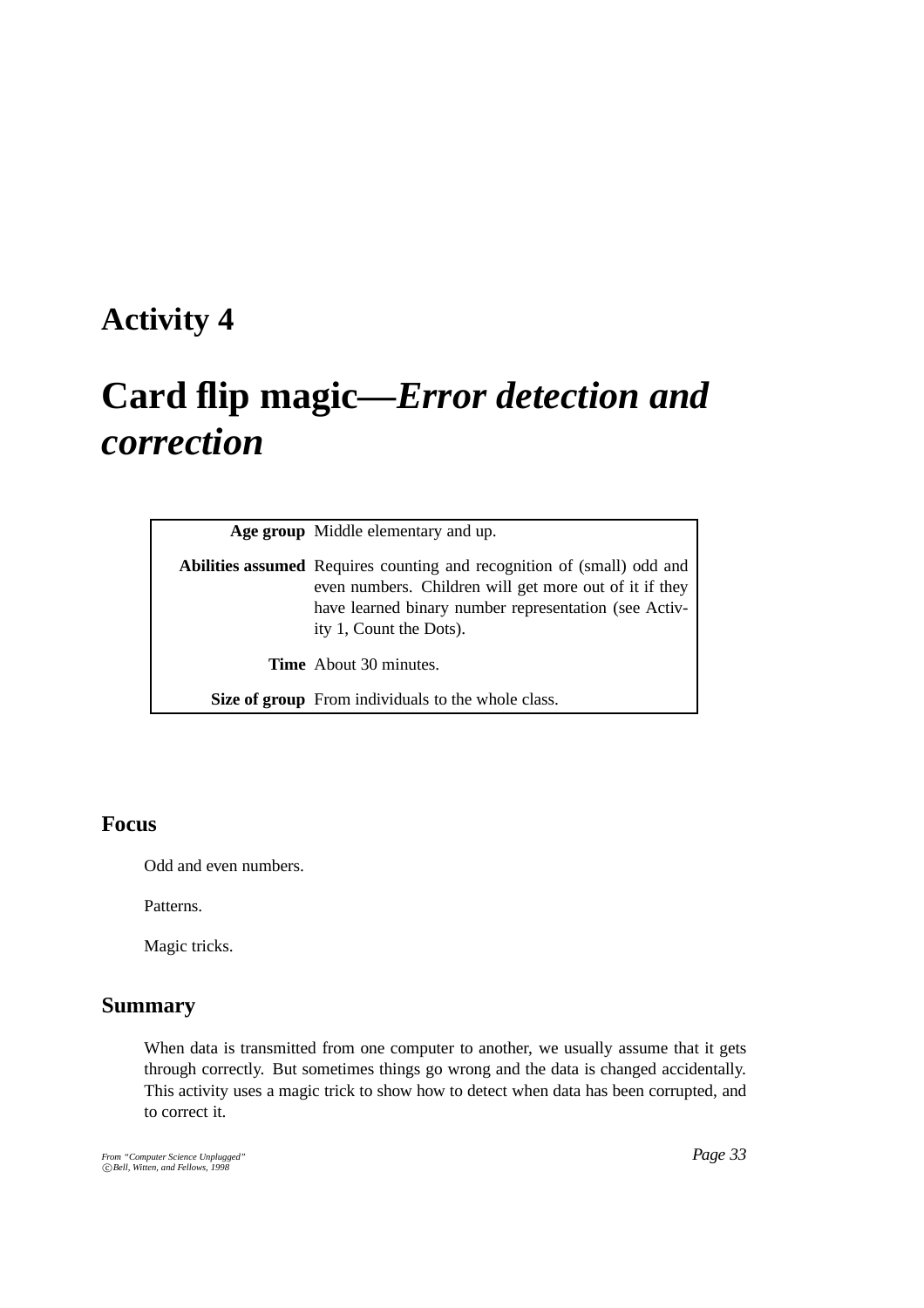# Activity 4

# Card flip magic—*Error detection and correction*

| | |
|---|---|
| **Age group** | Middle elementary and up. |
| **Abilities assumed** | Requires counting and recognition of (small) odd and even numbers. Children will get more out of it if they have learned binary number representation (see Activity 1, Count the Dots). |
| **Time** | About 30 minutes. |
| **Size of group** | From individuals to the whole class. |

## Focus

Odd and even numbers.

Patterns.

Magic tricks.

## Summary

When data is transmitted from one computer to another, we usually assume that it gets through correctly. But sometimes things go wrong and the data is changed accidentally. This activity uses a magic trick to show how to detect when data has been corrupted, and to correct it.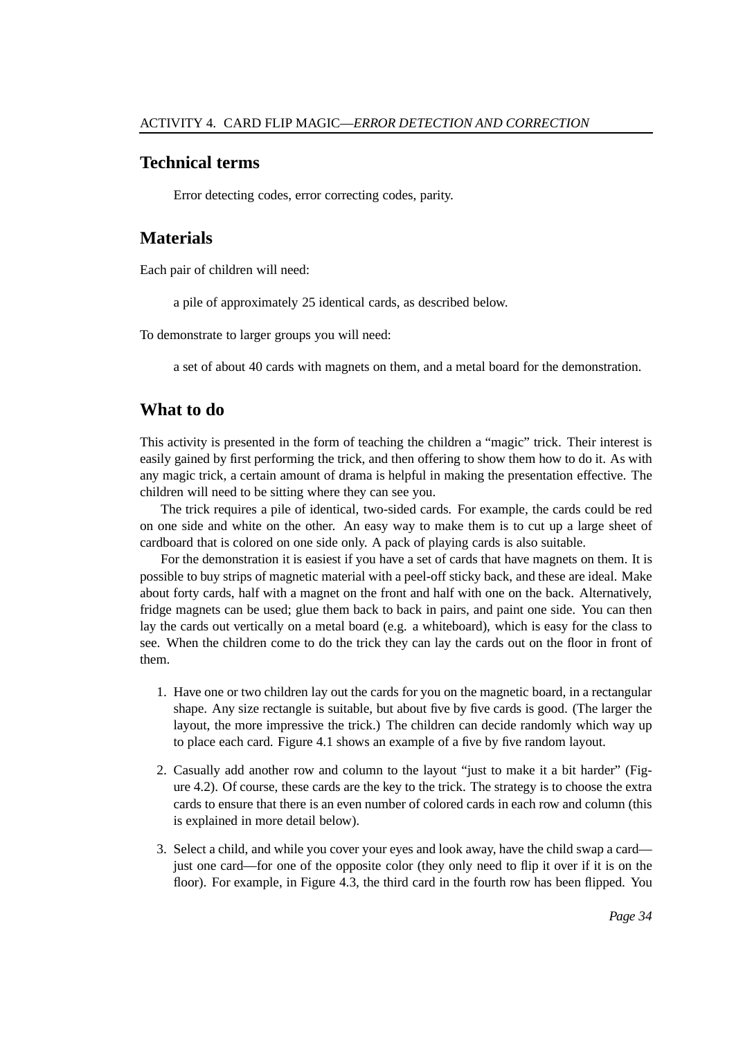## Technical terms

Error detecting codes, error correcting codes, parity.

## Materials

Each pair of children will need:

a pile of approximately 25 identical cards, as described below.

To demonstrate to larger groups you will need:

a set of about 40 cards with magnets on them, and a metal board for the demonstration.

## What to do

This activity is presented in the form of teaching the children a "magic" trick. Their interest is easily gained by first performing the trick, and then offering to show them how to do it. As with any magic trick, a certain amount of drama is helpful in making the presentation effective. The children will need to be sitting where they can see you.

The trick requires a pile of identical, two-sided cards. For example, the cards could be red on one side and white on the other. An easy way to make them is to cut up a large sheet of cardboard that is colored on one side only. A pack of playing cards is also suitable.

For the demonstration it is easiest if you have a set of cards that have magnets on them. It is possible to buy strips of magnetic material with a peel-off sticky back, and these are ideal. Make about forty cards, half with a magnet on the front and half with one on the back. Alternatively, fridge magnets can be used; glue them back to back in pairs, and paint one side. You can then lay the cards out vertically on a metal board (e.g. a whiteboard), which is easy for the class to see. When the children come to do the trick they can lay the cards out on the floor in front of them.

1. Have one or two children lay out the cards for you on the magnetic board, in a rectangular shape. Any size rectangle is suitable, but about five by five cards is good. (The larger the layout, the more impressive the trick.) The children can decide randomly which way up to place each card. Figure 4.1 shows an example of a five by five random layout.
2. Casually add another row and column to the layout "just to make it a bit harder" (Figure 4.2). Of course, these cards are the key to the trick. The strategy is to choose the extra cards to ensure that there is an even number of colored cards in each row and column (this is explained in more detail below).
3. Select a child, and while you cover your eyes and look away, have the child swap a card—just one card—for one of the opposite color (they only need to flip it over if it is on the floor). For example, in Figure 4.3, the third card in the fourth row has been flipped. You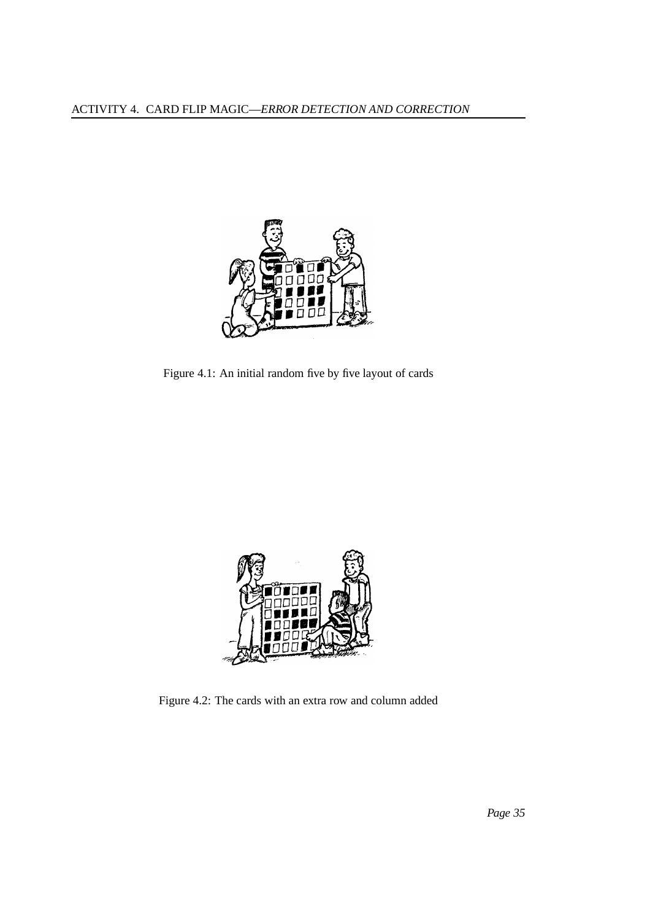Figure 4.1: An initial random five by five layout of cards

Figure 4.2: The cards with an extra row and column added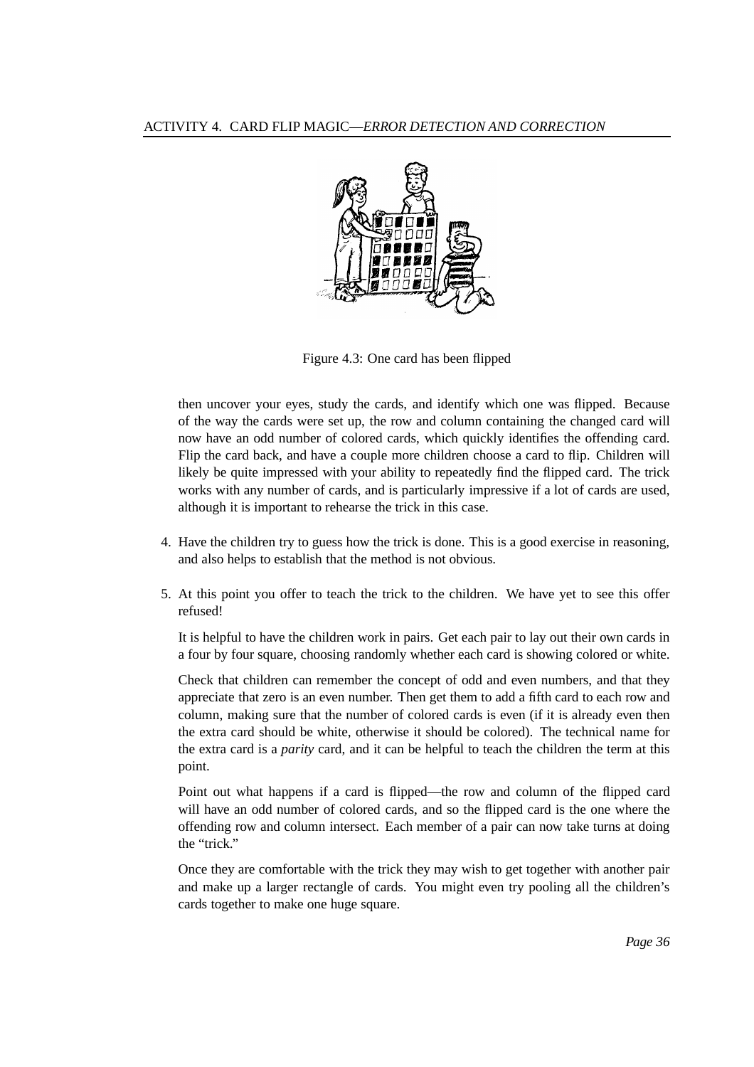Figure 4.3: One card has been flipped

then uncover your eyes, study the cards, and identify which one was flipped. Because of the way the cards were set up, the row and column containing the changed card will now have an odd number of colored cards, which quickly identifies the offending card. Flip the card back, and have a couple more children choose a card to flip. Children will likely be quite impressed with your ability to repeatedly find the flipped card. The trick works with any number of cards, and is particularly impressive if a lot of cards are used, although it is important to rehearse the trick in this case.

4. Have the children try to guess how the trick is done. This is a good exercise in reasoning, and also helps to establish that the method is not obvious.

5. At this point you offer to teach the trick to the children. We have yet to see this offer refused!

   It is helpful to have the children work in pairs. Get each pair to lay out their own cards in a four by four square, choosing randomly whether each card is showing colored or white.

   Check that children can remember the concept of odd and even numbers, and that they appreciate that zero is an even number. Then get them to add a fifth card to each row and column, making sure that the number of colored cards is even (if it is already even then the extra card should be white, otherwise it should be colored). The technical name for the extra card is a *parity* card, and it can be helpful to teach the children the term at this point.

   Point out what happens if a card is flipped—the row and column of the flipped card will have an odd number of colored cards, and so the flipped card is the one where the offending row and column intersect. Each member of a pair can now take turns at doing the "trick."

   Once they are comfortable with the trick they may wish to get together with another pair and make up a larger rectangle of cards. You might even try pooling all the children's cards together to make one huge square.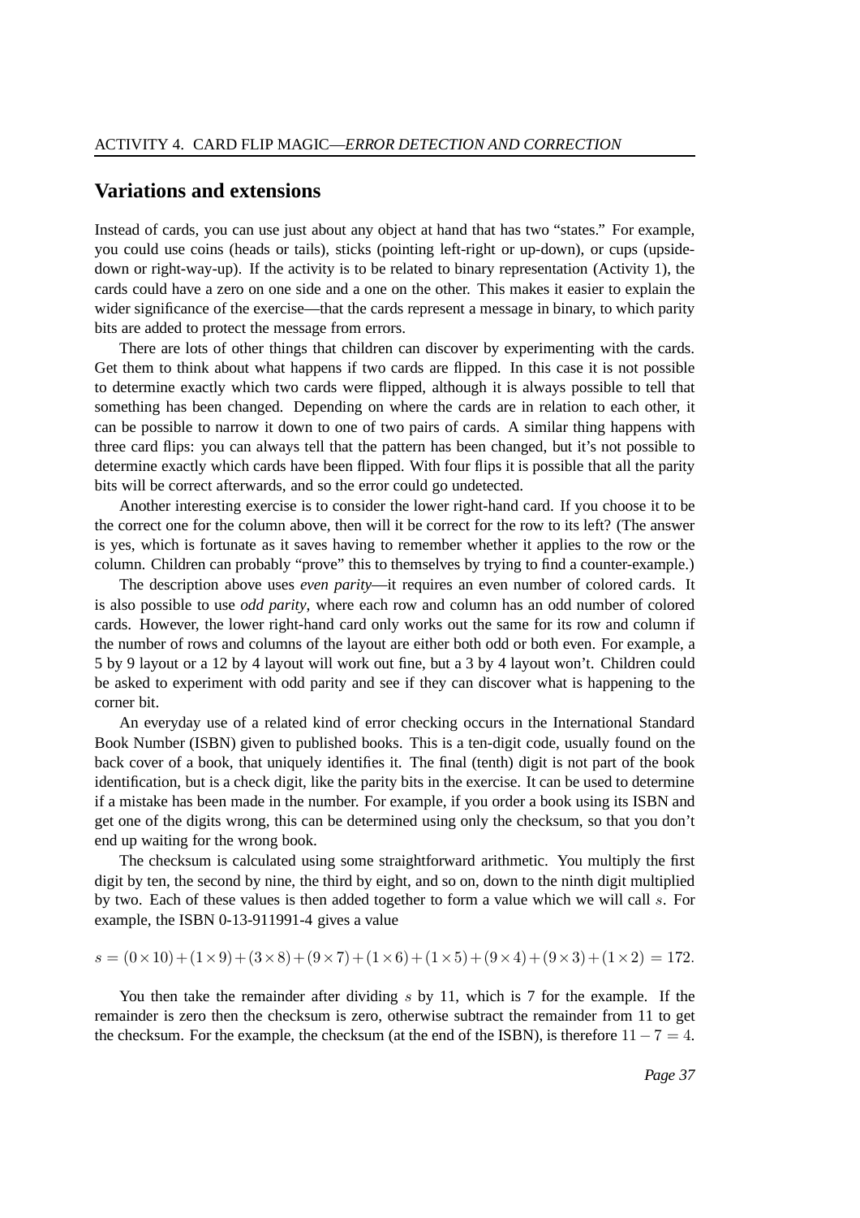## Variations and extensions

Instead of cards, you can use just about any object at hand that has two "states." For example, you could use coins (heads or tails), sticks (pointing left-right or up-down), or cups (upside-down or right-way-up). If the activity is to be related to binary representation (Activity 1), the cards could have a zero on one side and a one on the other. This makes it easier to explain the wider significance of the exercise—that the cards represent a message in binary, to which parity bits are added to protect the message from errors.

There are lots of other things that children can discover by experimenting with the cards. Get them to think about what happens if two cards are flipped. In this case it is not possible to determine exactly which two cards were flipped, although it is always possible to tell that something has been changed. Depending on where the cards are in relation to each other, it can be possible to narrow it down to one of two pairs of cards. A similar thing happens with three card flips: you can always tell that the pattern has been changed, but it's not possible to determine exactly which cards have been flipped. With four flips it is possible that all the parity bits will be correct afterwards, and so the error could go undetected.

Another interesting exercise is to consider the lower right-hand card. If you choose it to be the correct one for the column above, then will it be correct for the row to its left? (The answer is yes, which is fortunate as it saves having to remember whether it applies to the row or the column. Children can probably "prove" this to themselves by trying to find a counter-example.)

The description above uses *even parity*—it requires an even number of colored cards. It is also possible to use *odd parity*, where each row and column has an odd number of colored cards. However, the lower right-hand card only works out the same for its row and column if the number of rows and columns of the layout are either both odd or both even. For example, a 5 by 9 layout or a 12 by 4 layout will work out fine, but a 3 by 4 layout won't. Children could be asked to experiment with odd parity and see if they can discover what is happening to the corner bit.

An everyday use of a related kind of error checking occurs in the International Standard Book Number (ISBN) given to published books. This is a ten-digit code, usually found on the back cover of a book, that uniquely identifies it. The final (tenth) digit is not part of the book identification, but is a check digit, like the parity bits in the exercise. It can be used to determine if a mistake has been made in the number. For example, if you order a book using its ISBN and get one of the digits wrong, this can be determined using only the checksum, so that you don't end up waiting for the wrong book.

The checksum is calculated using some straightforward arithmetic. You multiply the first digit by ten, the second by nine, the third by eight, and so on, down to the ninth digit multiplied by two. Each of these values is then added together to form a value which we will call $s$. For example, the ISBN 0-13-911991-4 gives a value

$$s = (0\times 10)+(1\times 9)+(3\times 8)+(9\times 7)+(1\times 6)+(1\times 5)+(9\times 4)+(9\times 3)+(1\times 2) = 172.$$

You then take the remainder after dividing $s$ by 11, which is 7 for the example. If the remainder is zero then the checksum is zero, otherwise subtract the remainder from 11 to get the checksum. For the example, the checksum (at the end of the ISBN), is therefore $11 - 7 = 4$.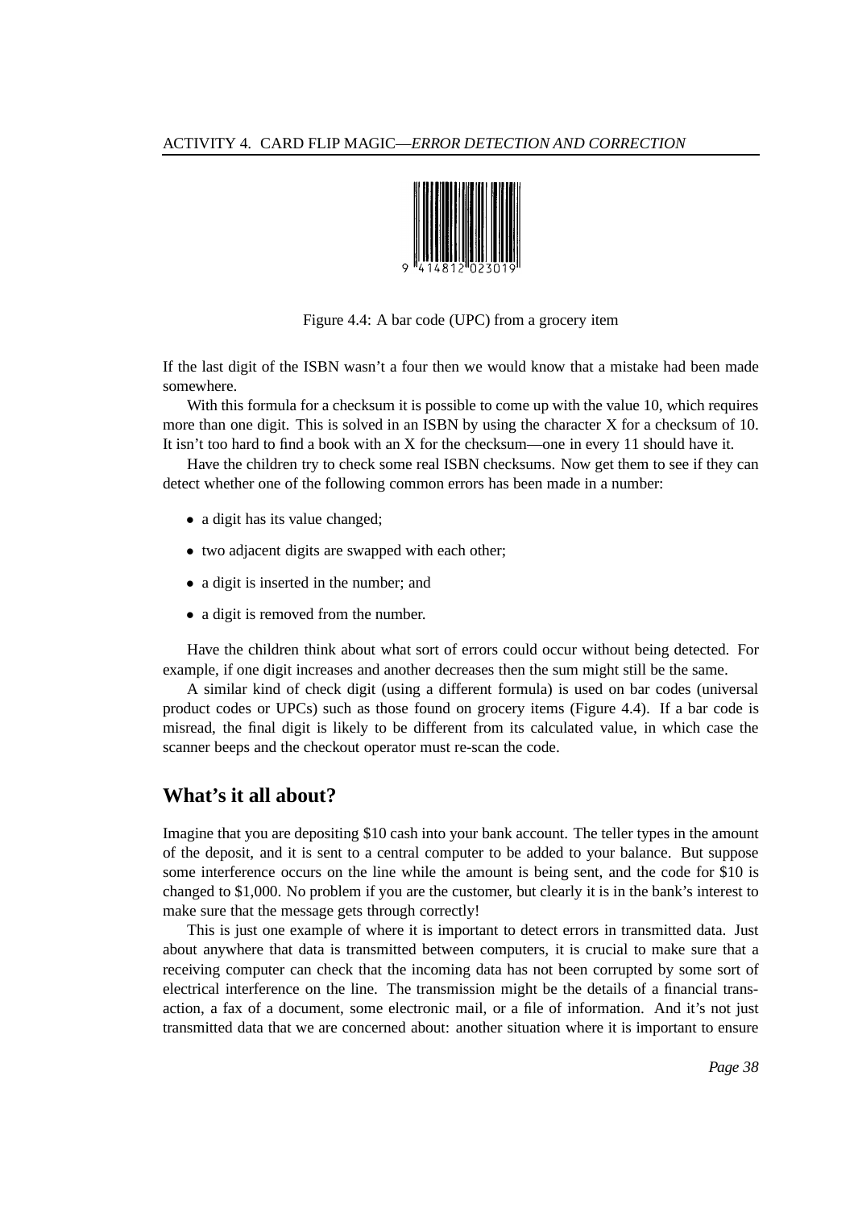Figure 4.4: A bar code (UPC) from a grocery item

If the last digit of the ISBN wasn't a four then we would know that a mistake had been made somewhere.

With this formula for a checksum it is possible to come up with the value 10, which requires more than one digit. This is solved in an ISBN by using the character X for a checksum of 10. It isn't too hard to find a book with an X for the checksum—one in every 11 should have it.

Have the children try to check some real ISBN checksums. Now get them to see if they can detect whether one of the following common errors has been made in a number:

- a digit has its value changed;
- two adjacent digits are swapped with each other;
- a digit is inserted in the number; and
- a digit is removed from the number.

Have the children think about what sort of errors could occur without being detected. For example, if one digit increases and another decreases then the sum might still be the same.

A similar kind of check digit (using a different formula) is used on bar codes (universal product codes or UPCs) such as those found on grocery items (Figure 4.4). If a bar code is misread, the final digit is likely to be different from its calculated value, in which case the scanner beeps and the checkout operator must re-scan the code.

## What's it all about?

Imagine that you are depositing $10 cash into your bank account. The teller types in the amount of the deposit, and it is sent to a central computer to be added to your balance. But suppose some interference occurs on the line while the amount is being sent, and the code for $10 is changed to $1,000. No problem if you are the customer, but clearly it is in the bank's interest to make sure that the message gets through correctly!

This is just one example of where it is important to detect errors in transmitted data. Just about anywhere that data is transmitted between computers, it is crucial to make sure that a receiving computer can check that the incoming data has not been corrupted by some sort of electrical interference on the line. The transmission might be the details of a financial transaction, a fax of a document, some electronic mail, or a file of information. And it's not just transmitted data that we are concerned about: another situation where it is important to ensure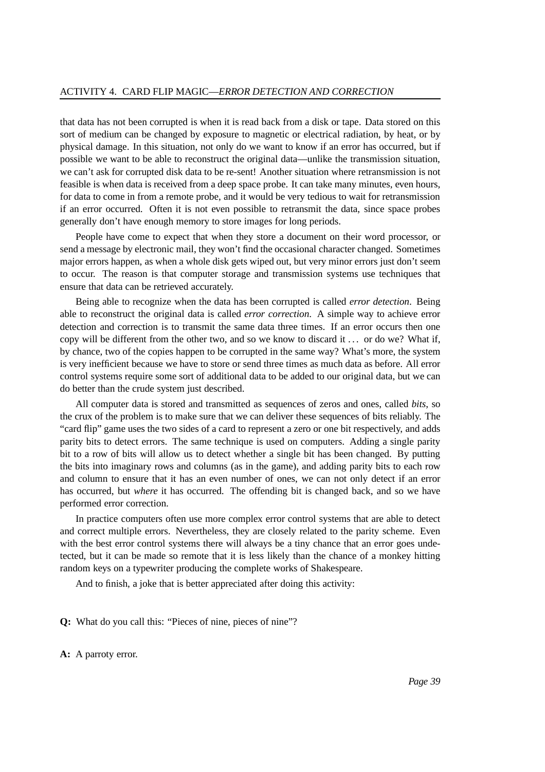that data has not been corrupted is when it is read back from a disk or tape. Data stored on this sort of medium can be changed by exposure to magnetic or electrical radiation, by heat, or by physical damage. In this situation, not only do we want to know if an error has occurred, but if possible we want to be able to reconstruct the original data—unlike the transmission situation, we can't ask for corrupted disk data to be re-sent! Another situation where retransmission is not feasible is when data is received from a deep space probe. It can take many minutes, even hours, for data to come in from a remote probe, and it would be very tedious to wait for retransmission if an error occurred. Often it is not even possible to retransmit the data, since space probes generally don't have enough memory to store images for long periods.

People have come to expect that when they store a document on their word processor, or send a message by electronic mail, they won't find the occasional character changed. Sometimes major errors happen, as when a whole disk gets wiped out, but very minor errors just don't seem to occur. The reason is that computer storage and transmission systems use techniques that ensure that data can be retrieved accurately.

Being able to recognize when the data has been corrupted is called *error detection*. Being able to reconstruct the original data is called *error correction*. A simple way to achieve error detection and correction is to transmit the same data three times. If an error occurs then one copy will be different from the other two, and so we know to discard it ... or do we? What if, by chance, two of the copies happen to be corrupted in the same way? What's more, the system is very inefficient because we have to store or send three times as much data as before. All error control systems require some sort of additional data to be added to our original data, but we can do better than the crude system just described.

All computer data is stored and transmitted as sequences of zeros and ones, called *bits*, so the crux of the problem is to make sure that we can deliver these sequences of bits reliably. The "card flip" game uses the two sides of a card to represent a zero or one bit respectively, and adds parity bits to detect errors. The same technique is used on computers. Adding a single parity bit to a row of bits will allow us to detect whether a single bit has been changed. By putting the bits into imaginary rows and columns (as in the game), and adding parity bits to each row and column to ensure that it has an even number of ones, we can not only detect if an error has occurred, but *where* it has occurred. The offending bit is changed back, and so we have performed error correction.

In practice computers often use more complex error control systems that are able to detect and correct multiple errors. Nevertheless, they are closely related to the parity scheme. Even with the best error control systems there will always be a tiny chance that an error goes undetected, but it can be made so remote that it is less likely than the chance of a monkey hitting random keys on a typewriter producing the complete works of Shakespeare.

And to finish, a joke that is better appreciated after doing this activity:

**Q:** What do you call this: "Pieces of nine, pieces of nine"?

**A:** A parroty error.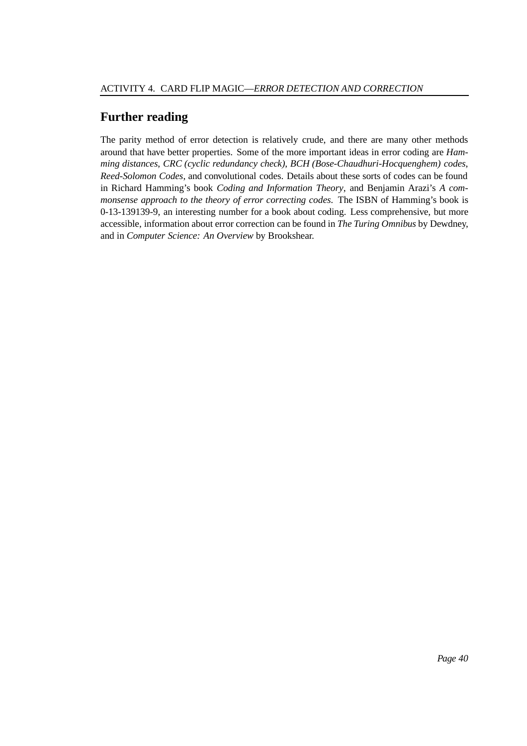## Further reading

The parity method of error detection is relatively crude, and there are many other methods around that have better properties. Some of the more important ideas in error coding are *Hamming distances*, *CRC (cyclic redundancy check)*, *BCH (Bose-Chaudhuri-Hocquenghem) codes*, *Reed-Solomon Codes*, and convolutional codes. Details about these sorts of codes can be found in Richard Hamming's book *Coding and Information Theory*, and Benjamin Arazi's *A commonsense approach to the theory of error correcting codes*. The ISBN of Hamming's book is 0-13-139139-9, an interesting number for a book about coding. Less comprehensive, but more accessible, information about error correction can be found in *The Turing Omnibus* by Dewdney, and in *Computer Science: An Overview* by Brookshear.